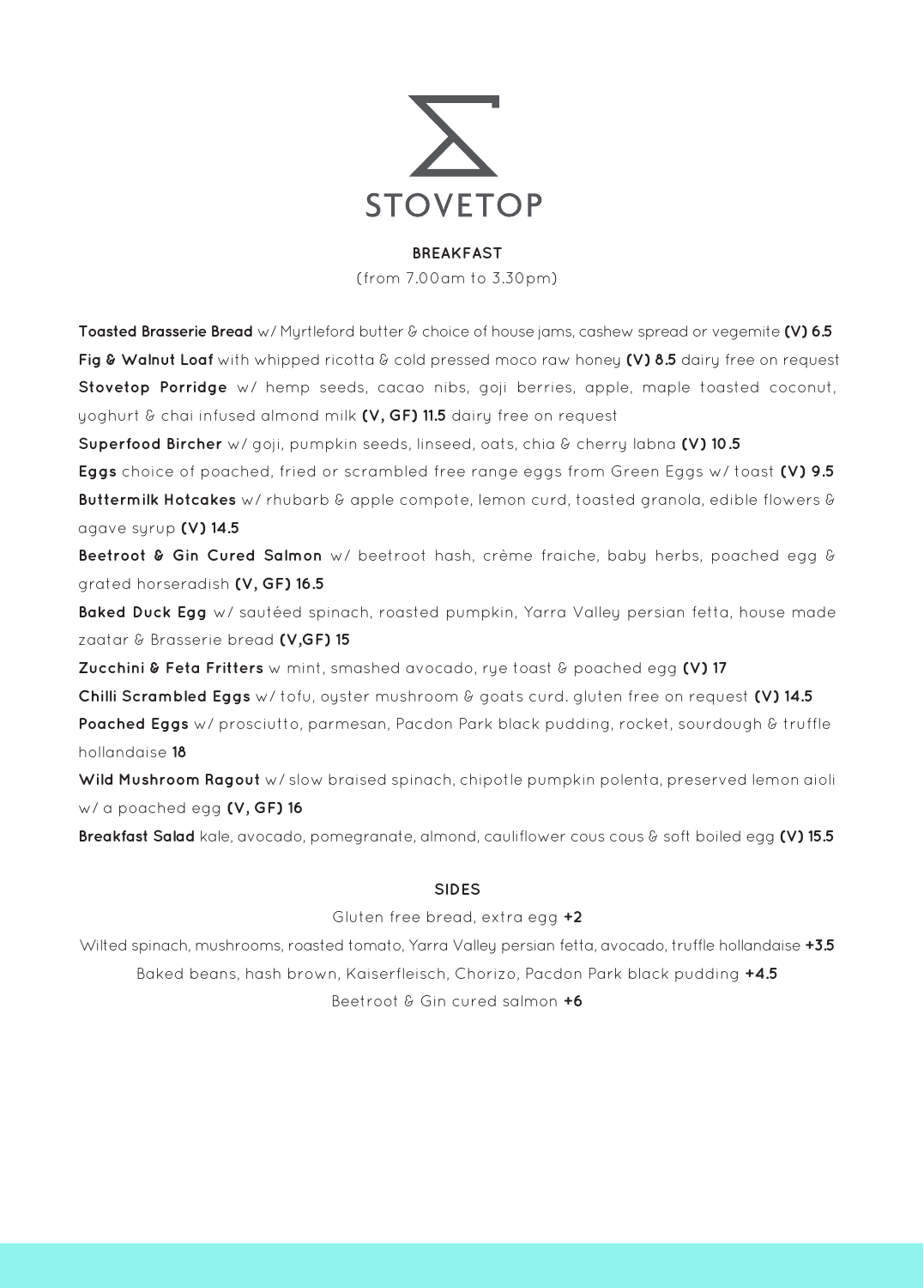# STOVETOP

## BREAKFAST

(from 7.00am to 3.30pm)

**Toasted Brasserie Bread** w/ Myrtleford butter & choice of house jams, cashew spread or vegemite **(V) 6.5**

**Fig & Walnut Loaf** with whipped ricotta & cold pressed moco raw honey **(V) 8.5** dairy free on request

**Stovetop Porridge** w/ hemp seeds, cacao nibs, goji berries, apple, maple toasted coconut, yoghurt & chai infused almond milk **(V, GF) 11.5** dairy free on request

**Superfood Bircher** w/ goji, pumpkin seeds, linseed, oats, chia & cherry labna **(V) 10.5**

**Eggs** choice of poached, fried or scrambled free range eggs from Green Eggs w/ toast **(V) 9.5**

**Buttermilk Hotcakes** w/ rhubarb & apple compote, lemon curd, toasted granola, edible flowers & agave syrup **(V) 14.5**

**Beetroot & Gin Cured Salmon** w/ beetroot hash, crème fraiche, baby herbs, poached egg & grated horseradish **(V, GF) 16.5**

**Baked Duck Egg** w/ sautéed spinach, roasted pumpkin, Yarra Valley persian fetta, house made zaatar & Brasserie bread **(V,GF) 15**

**Zucchini & Feta Fritters** w mint, smashed avocado, rye toast & poached egg **(V) 17**

**Chilli Scrambled Eggs** w/ tofu, oyster mushroom & goats curd. gluten free on request **(V) 14.5**

**Poached Eggs** w/ prosciutto, parmesan, Pacdon Park black pudding, rocket, sourdough & truffle hollandaise **18**

**Wild Mushroom Ragout** w/ slow braised spinach, chipotle pumpkin polenta, preserved lemon aioli w/ a poached egg **(V, GF) 16**

**Breakfast Salad** kale, avocado, pomegranate, almond, cauliflower cous cous & soft boiled egg **(V) 15.5**

## SIDES

Gluten free bread, extra egg **+2**

Wilted spinach, mushrooms, roasted tomato, Yarra Valley persian fetta, avocado, truffle hollandaise **+3.5**

Baked beans, hash brown, Kaiserfleisch, Chorizo, Pacdon Park black pudding **+4.5**

Beetroot & Gin cured salmon **+6**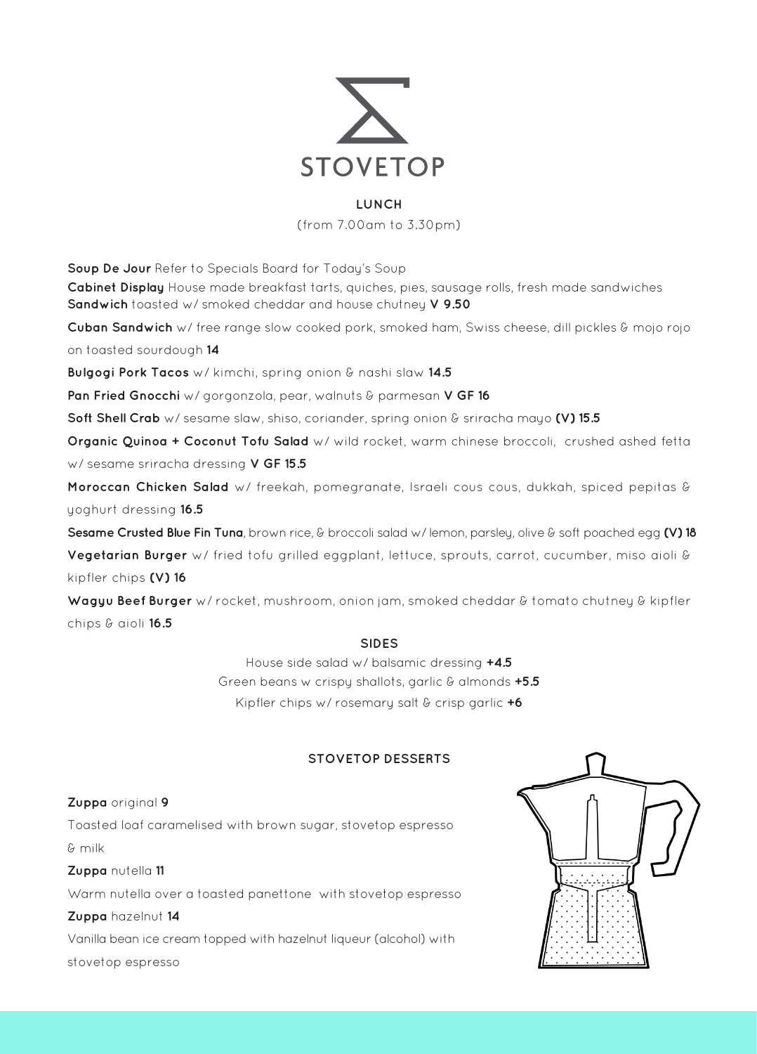# STOVETOP

## LUNCH

(from 7.00am to 3.30pm)

**Soup De Jour** Refer to Specials Board for Today's Soup

**Cabinet Display** House made breakfast tarts, quiches, pies, sausage rolls, fresh made sandwiches

**Sandwich** toasted w/ smoked cheddar and house chutney **V 9.50**

**Cuban Sandwich** w/ free range slow cooked pork, smoked ham, Swiss cheese, dill pickles & mojo rojo on toasted sourdough **14**

**Bulgogi Pork Tacos** w/ kimchi, spring onion & nashi slaw **14.5**

**Pan Fried Gnocchi** w/ gorgonzola, pear, walnuts & parmesan **V GF 16**

**Soft Shell Crab** w/ sesame slaw, shiso, coriander, spring onion & sriracha mayo **(V) 15.5**

**Organic Quinoa + Coconut Tofu Salad** w/ wild rocket, warm chinese broccoli, crushed ashed fetta w/ sesame sriracha dressing **V GF 15.5**

**Moroccan Chicken Salad** w/ freekah, pomegranate, Israeli cous cous, dukkah, spiced pepitas & yoghurt dressing **16.5**

**Sesame Crusted Blue Fin Tuna**, brown rice, & broccoli salad w/ lemon, parsley, olive & soft poached egg **(V) 18**

**Vegetarian Burger** w/ fried tofu grilled eggplant, lettuce, sprouts, carrot, cucumber, miso aioli & kipfler chips **(V) 16**

**Wagyu Beef Burger** w/ rocket, mushroom, onion jam, smoked cheddar & tomato chutney & kipfler chips & aioli **16.5**

### SIDES

House side salad w/ balsamic dressing **+4.5**

Green beans w crispy shallots, garlic & almonds **+5.5**

Kipfler chips w/ rosemary salt & crisp garlic **+6**

## STOVETOP DESSERTS

**Zuppa** original **9**

Toasted loaf caramelised with brown sugar, stovetop espresso & milk

**Zuppa** nutella **11**

Warm nutella over a toasted panettone with stovetop espresso

**Zuppa** hazelnut **14**

Vanilla bean ice cream topped with hazelnut liqueur (alcohol) with stovetop espresso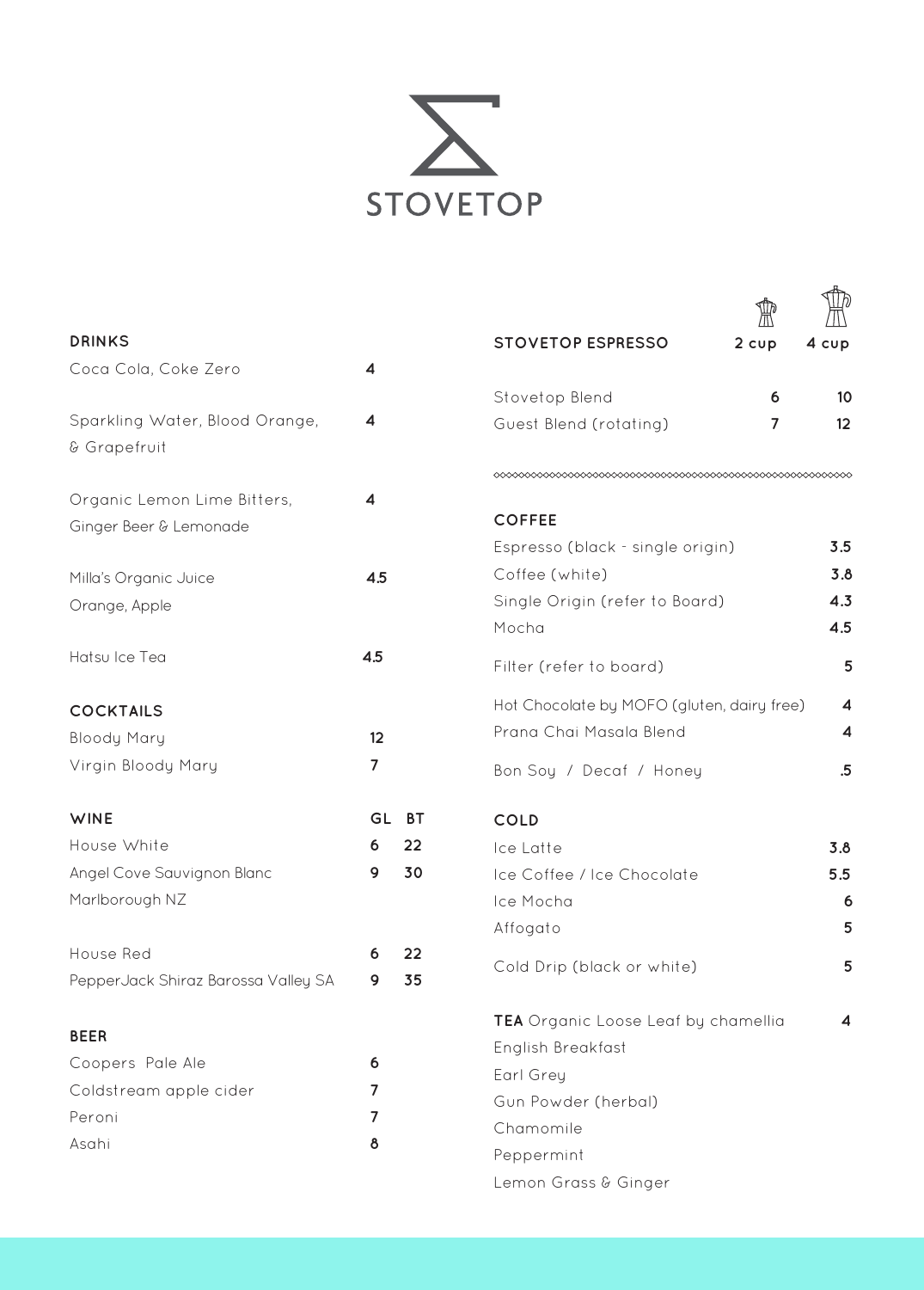# STOVETOP

## DRINKS

| | |
|---|---|
| Coca Cola, Coke Zero | 4 |
| Sparkling Water, Blood Orange, & Grapefruit | 4 |
| Organic Lemon Lime Bitters, Ginger Beer & Lemonade | 4 |
| Milla's Organic Juice Orange, Apple | 4.5 |
| Hatsu Ice Tea | 4.5 |

## COCKTAILS

| | |
|---|---|
| Bloody Mary | 12 |
| Virgin Bloody Mary | 7 |

## WINE

| WINE | GL | BT |
|---|---|---|
| House White | 6 | 22 |
| Angel Cove Sauvignon Blanc Marlborough NZ | 9 | 30 |
| House Red | 6 | 22 |
| PepperJack Shiraz Barossa Valley SA | 9 | 35 |

## BEER

| | |
|---|---|
| Coopers Pale Ale | 6 |
| Coldstream apple cider | 7 |
| Peroni | 7 |
| Asahi | 8 |

## STOVETOP ESPRESSO

| STOVETOP ESPRESSO | 2 cup | 4 cup |
|---|---|---|
| Stovetop Blend | 6 | 10 |
| Guest Blend (rotating) | 7 | 12 |

## COFFEE

| | |
|---|---|
| Espresso (black - single origin) | 3.5 |
| Coffee (white) | 3.8 |
| Single Origin (refer to Board) | 4.3 |
| Mocha | 4.5 |
| Filter (refer to board) | 5 |
| Hot Chocolate by MOFO (gluten, dairy free) | 4 |
| Prana Chai Masala Blend | 4 |
| Bon Soy / Decaf / Honey | .5 |

## COLD

| | |
|---|---|
| Ice Latte | 3.8 |
| Ice Coffee / Ice Chocolate | 5.5 |
| Ice Mocha | 6 |
| Affogato | 5 |
| Cold Drip (black or white) | 5 |

**TEA** Organic Loose Leaf by chamellia — 4

- English Breakfast
- Earl Grey
- Gun Powder (herbal)
- Chamomile
- Peppermint
- Lemon Grass & Ginger